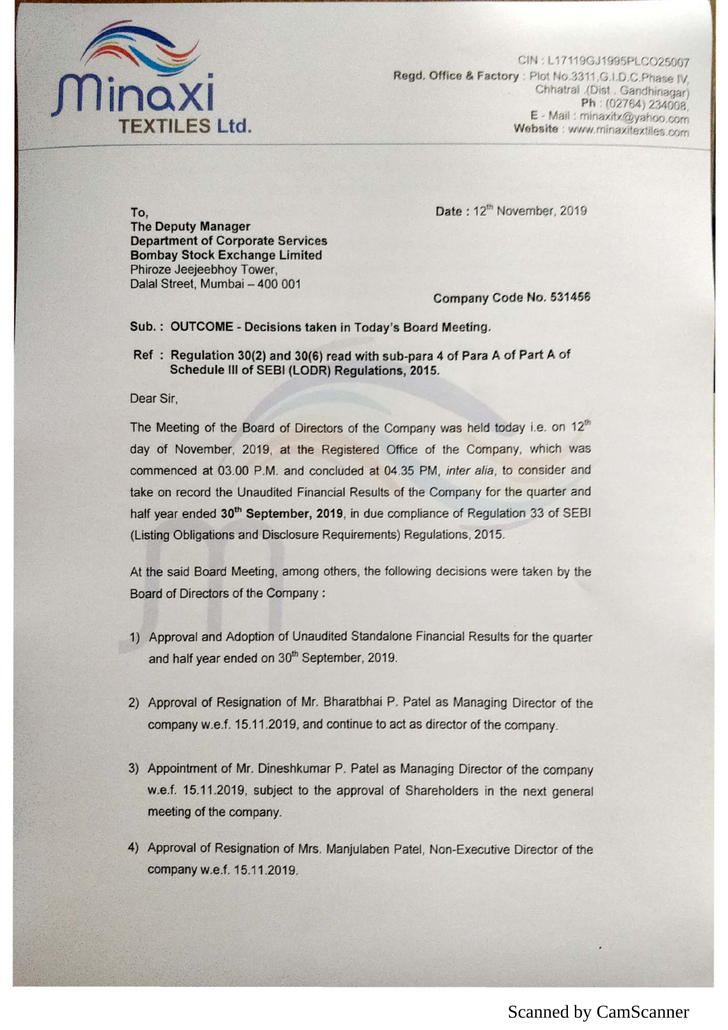**Minaxi TEXTILES Ltd.**

CIN : L17119GJ1995PLCO25007
**Regd. Office & Factory** : Plot No.3311,G.I.D.C.Phase IV,
Chhatral .(Dist . Gandhinagar)
**Ph** : (02764) 234008,
E - Mail : minaxitx@yahoo.com
**Website** : www.minaxitextiles.com

**To,**
**The Deputy Manager**
**Department of Corporate Services**
**Bombay Stock Exchange Limited**
Phiroze Jeejeebhoy Tower,
Dalal Street, Mumbai – 400 001

**Date** : 12th November, 2019

**Company Code No. 531456**

**Sub. : OUTCOME - Decisions taken in Today's Board Meeting.**

**Ref : Regulation 30(2) and 30(6) read with sub-para 4 of Para A of Part A of Schedule III of SEBI (LODR) Regulations, 2015.**

Dear Sir,

The Meeting of the Board of Directors of the Company was held today i.e. on 12th day of November, 2019, at the Registered Office of the Company, which was commenced at 03.00 P.M. and concluded at 04.35 PM, *inter alia*, to consider and take on record the Unaudited Financial Results of the Company for the quarter and half year ended **30th September, 2019**, in due compliance of Regulation 33 of SEBI (Listing Obligations and Disclosure Requirements) Regulations, 2015.

At the said Board Meeting, among others, the following decisions were taken by the Board of Directors of the Company :

1) Approval and Adoption of Unaudited Standalone Financial Results for the quarter and half year ended on 30th September, 2019.

2) Approval of Resignation of Mr. Bharatbhai P. Patel as Managing Director of the company w.e.f. 15.11.2019, and continue to act as director of the company.

3) Appointment of Mr. Dineshkumar P. Patel as Managing Director of the company w.e.f. 15.11.2019, subject to the approval of Shareholders in the next general meeting of the company.

4) Approval of Resignation of Mrs. Manjulaben Patel, Non-Executive Director of the company w.e.f. 15.11.2019.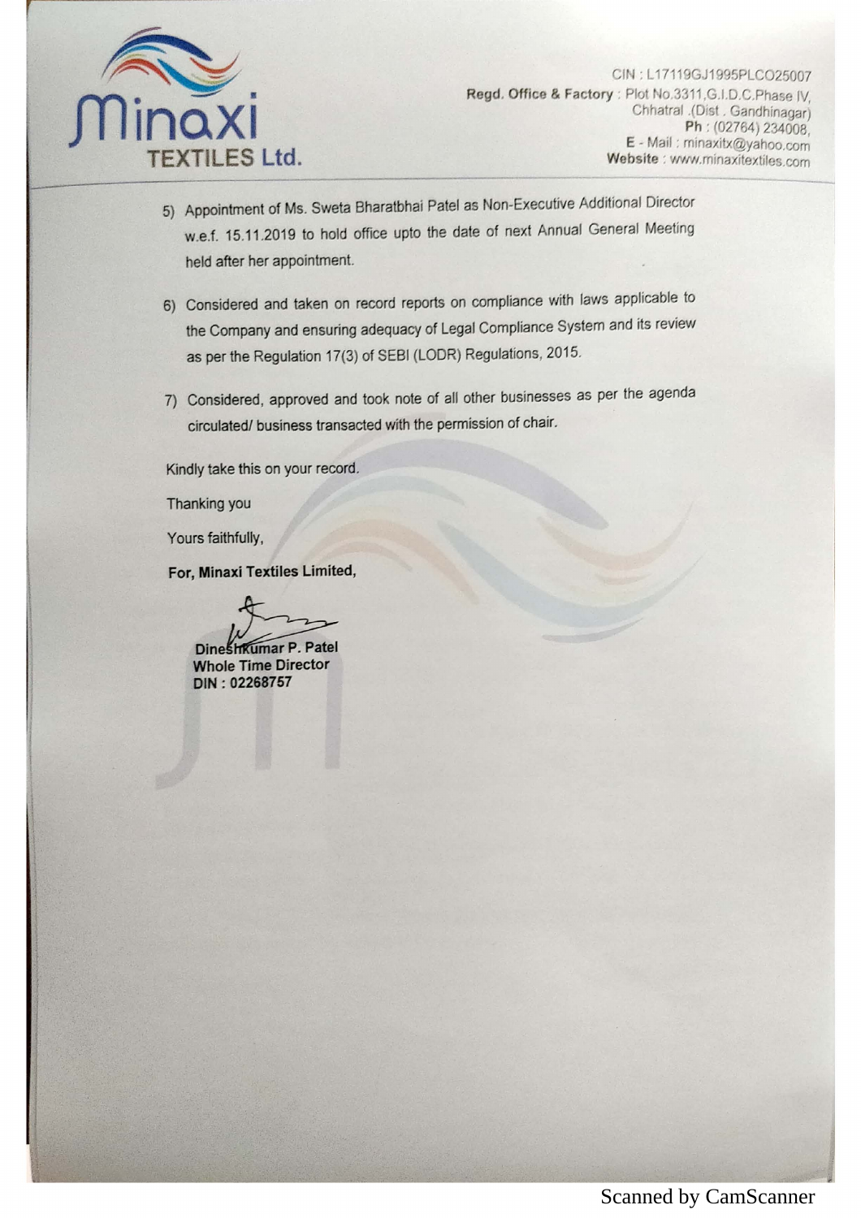Minaxi TEXTILES Ltd.

CIN : L17119GJ1995PLCO25007
**Regd. Office & Factory** : Plot No.3311,G.I.D.C.Phase IV, Chhatral .(Dist . Gandhinagar)
**Ph** : (02764) 234008,
E - Mail : minaxitx@yahoo.com
**Website** : www.minaxitextiles.com

5) Appointment of Ms. Sweta Bharatbhai Patel as Non-Executive Additional Director w.e.f. 15.11.2019 to hold office upto the date of next Annual General Meeting held after her appointment.

6) Considered and taken on record reports on compliance with laws applicable to the Company and ensuring adequacy of Legal Compliance System and its review as per the Regulation 17(3) of SEBI (LODR) Regulations, 2015.

7) Considered, approved and took note of all other businesses as per the agenda circulated/ business transacted with the permission of chair.

Kindly take this on your record.

Thanking you

Yours faithfully,

**For, Minaxi Textiles Limited,**

**DineshKumar P. Patel**
**Whole Time Director**
**DIN : 02268757**